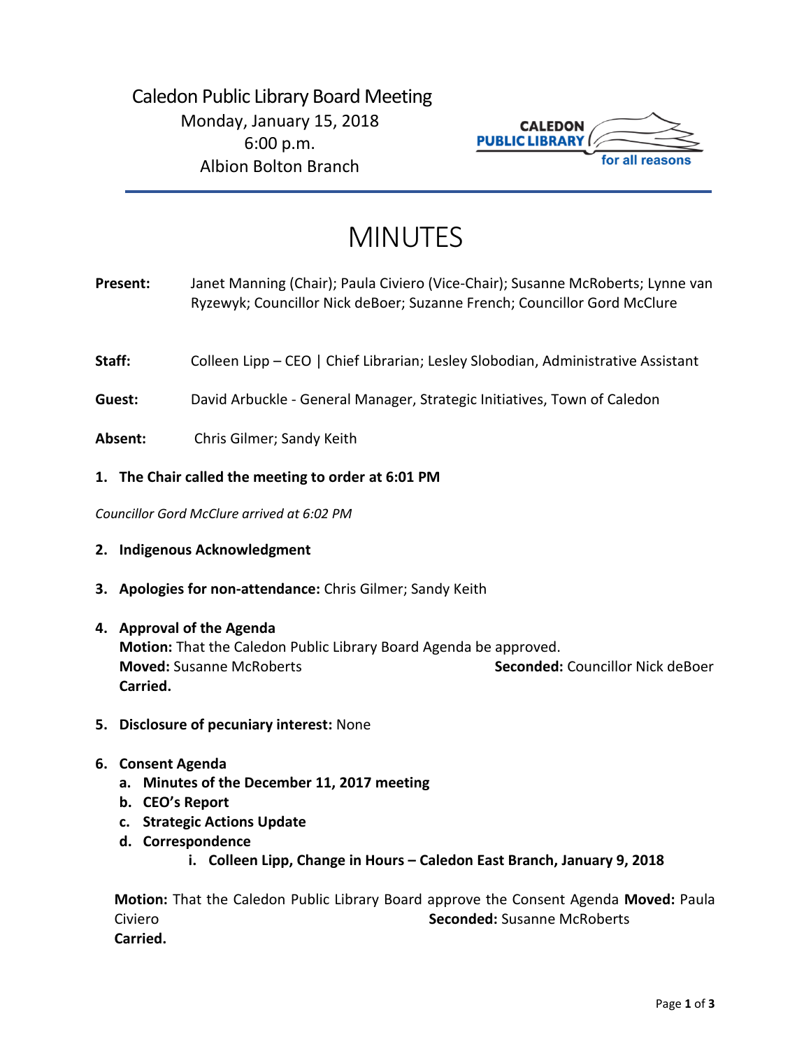Caledon Public Library Board Meeting
Monday, January 15, 2018
6:00 p.m.
Albion Bolton Branch

CALEDON PUBLIC LIBRARY for all reasons

# MINUTES

**Present:** Janet Manning (Chair); Paula Civiero (Vice-Chair); Susanne McRoberts; Lynne van Ryzewyk; Councillor Nick deBoer; Suzanne French; Councillor Gord McClure

**Staff:** Colleen Lipp – CEO | Chief Librarian; Lesley Slobodian, Administrative Assistant

**Guest:** David Arbuckle - General Manager, Strategic Initiatives, Town of Caledon

**Absent:** Chris Gilmer; Sandy Keith

1. **The Chair called the meeting to order at 6:01 PM**

*Councillor Gord McClure arrived at 6:02 PM*

2. **Indigenous Acknowledgment**

3. **Apologies for non-attendance:** Chris Gilmer; Sandy Keith

4. **Approval of the Agenda**
   **Motion:** That the Caledon Public Library Board Agenda be approved.
   **Moved:** Susanne McRoberts **Seconded:** Councillor Nick deBoer
   **Carried.**

5. **Disclosure of pecuniary interest:** None

6. **Consent Agenda**
   a. **Minutes of the December 11, 2017 meeting**
   b. **CEO's Report**
   c. **Strategic Actions Update**
   d. **Correspondence**
      i. **Colleen Lipp, Change in Hours – Caledon East Branch, January 9, 2018**

   **Motion:** That the Caledon Public Library Board approve the Consent Agenda **Moved:** Paula Civiero **Seconded:** Susanne McRoberts
   **Carried.**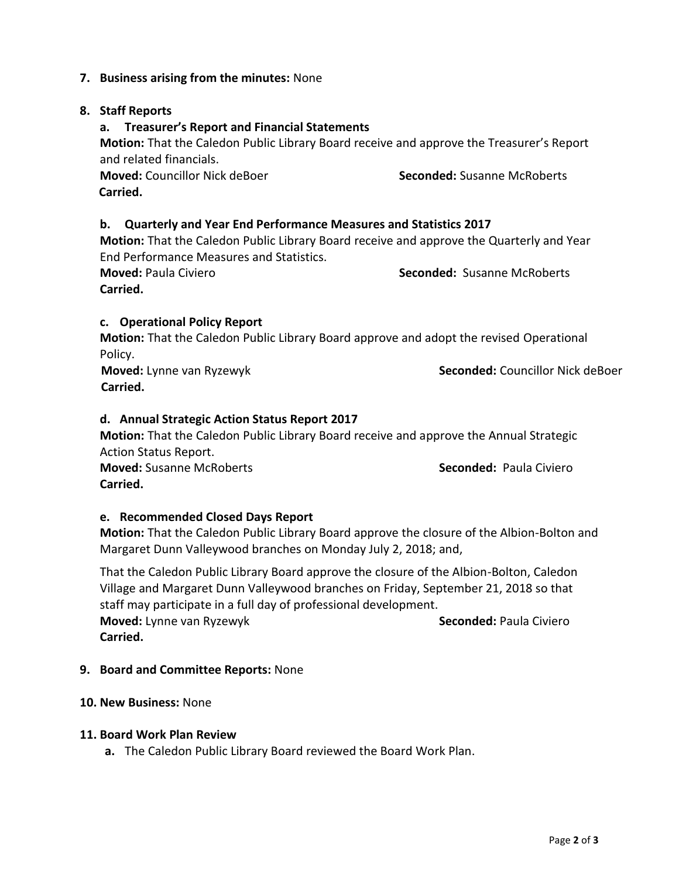**7. Business arising from the minutes:** None

**8. Staff Reports**

**a. Treasurer's Report and Financial Statements**

**Motion:** That the Caledon Public Library Board receive and approve the Treasurer's Report and related financials.

**Moved:** Councillor Nick deBoer **Seconded:** Susanne McRoberts

**Carried.**

**b. Quarterly and Year End Performance Measures and Statistics 2017**

**Motion:** That the Caledon Public Library Board receive and approve the Quarterly and Year End Performance Measures and Statistics.

**Moved:** Paula Civiero **Seconded:** Susanne McRoberts

**Carried.**

**c. Operational Policy Report**

**Motion:** That the Caledon Public Library Board approve and adopt the revised Operational Policy.

**Moved:** Lynne van Ryzewyk **Seconded:** Councillor Nick deBoer

**Carried.**

**d. Annual Strategic Action Status Report 2017**

**Motion:** That the Caledon Public Library Board receive and approve the Annual Strategic Action Status Report.

**Moved:** Susanne McRoberts **Seconded:** Paula Civiero

**Carried.**

**e. Recommended Closed Days Report**

**Motion:** That the Caledon Public Library Board approve the closure of the Albion-Bolton and Margaret Dunn Valleywood branches on Monday July 2, 2018; and,

That the Caledon Public Library Board approve the closure of the Albion-Bolton, Caledon Village and Margaret Dunn Valleywood branches on Friday, September 21, 2018 so that staff may participate in a full day of professional development.

**Moved:** Lynne van Ryzewyk **Seconded:** Paula Civiero

**Carried.**

**9. Board and Committee Reports:** None

**10. New Business:** None

**11. Board Work Plan Review**

**a.** The Caledon Public Library Board reviewed the Board Work Plan.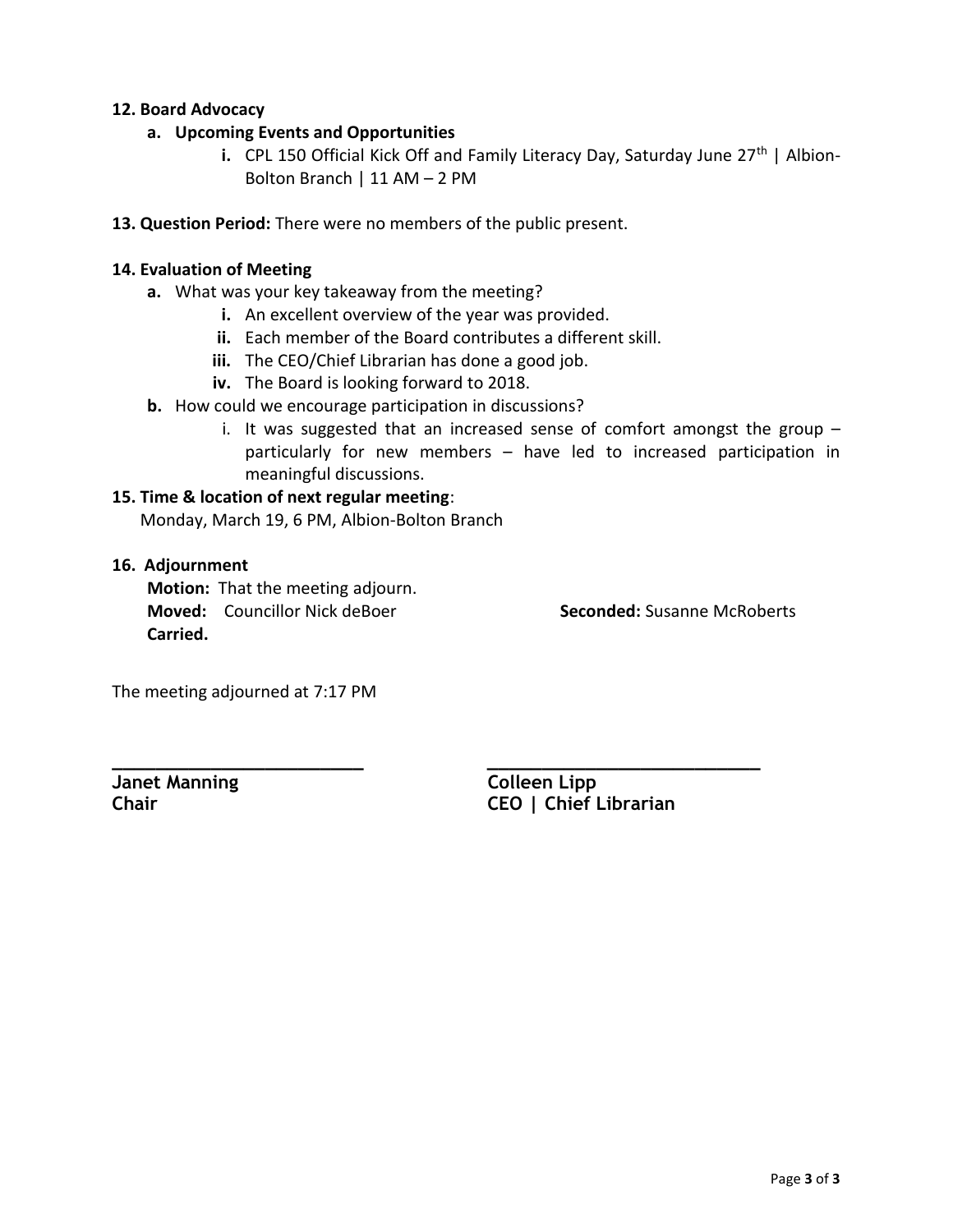**12. Board Advocacy**

- **a. Upcoming Events and Opportunities**
  - **i.** CPL 150 Official Kick Off and Family Literacy Day, Saturday June 27th | Albion-Bolton Branch | 11 AM – 2 PM

**13. Question Period:** There were no members of the public present.

**14. Evaluation of Meeting**

- **a.** What was your key takeaway from the meeting?
  - **i.** An excellent overview of the year was provided.
  - **ii.** Each member of the Board contributes a different skill.
  - **iii.** The CEO/Chief Librarian has done a good job.
  - **iv.** The Board is looking forward to 2018.
- **b.** How could we encourage participation in discussions?
  - i. It was suggested that an increased sense of comfort amongst the group – particularly for new members – have led to increased participation in meaningful discussions.

**15. Time & location of next regular meeting**:
Monday, March 19, 6 PM, Albion-Bolton Branch

**16. Adjournment**

**Motion:** That the meeting adjourn.
**Moved:** Councillor Nick deBoer **Seconded:** Susanne McRoberts
**Carried.**

The meeting adjourned at 7:17 PM

\_\_\_\_\_\_\_\_\_\_\_\_\_\_\_\_\_\_\_\_\_\_\_\_\_\_
**Janet Manning**
**Chair**

\_\_\_\_\_\_\_\_\_\_\_\_\_\_\_\_\_\_\_\_\_\_\_\_\_\_\_\_
**Colleen Lipp**
**CEO | Chief Librarian**